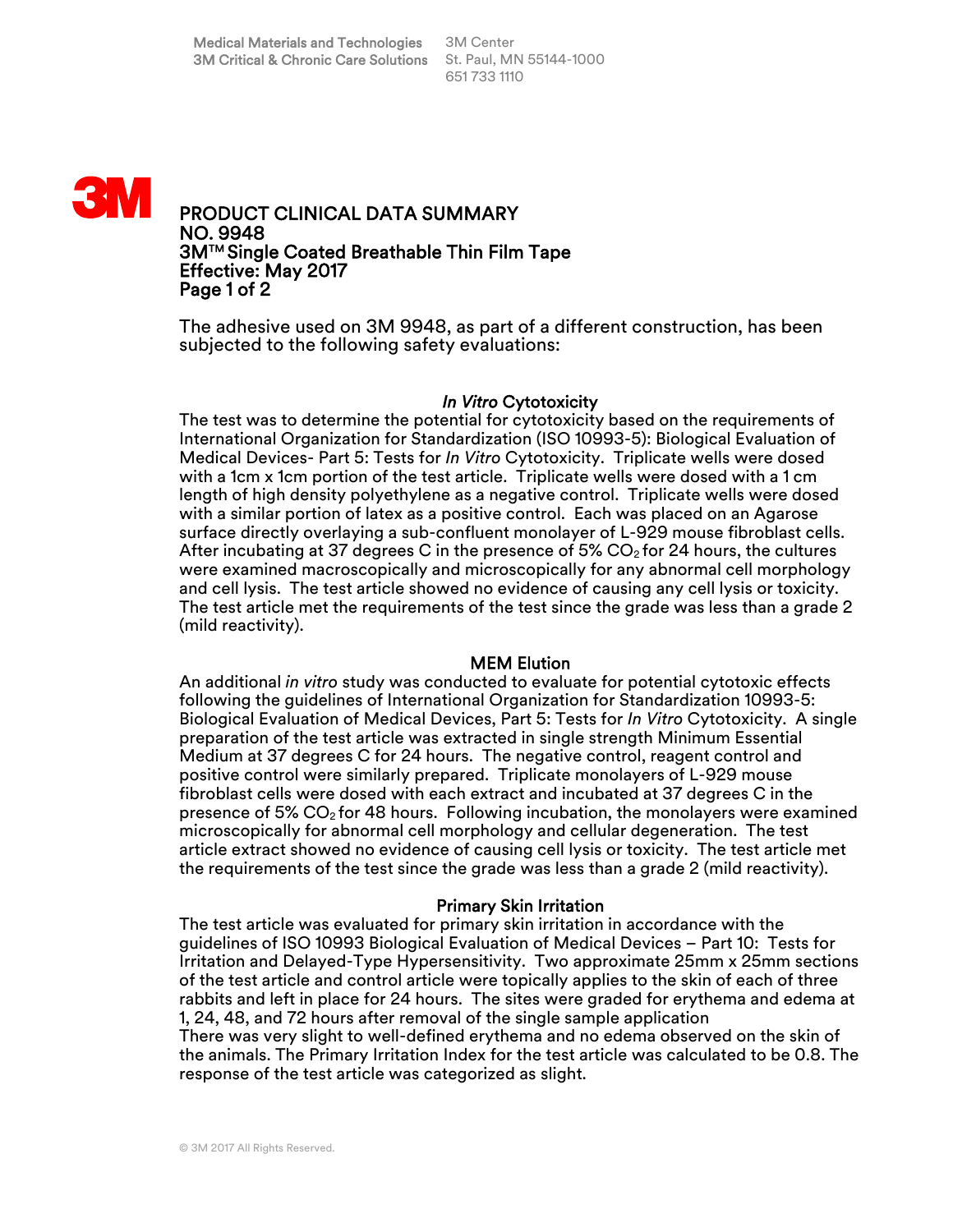Medical Materials and Technologies
3M Critical & Chronic Care Solutions

3M Center
St. Paul, MN 55144-1000
651 733 1110

# PRODUCT CLINICAL DATA SUMMARY
# NO. 9948
# 3M™ Single Coated Breathable Thin Film Tape
# Effective: May 2017

The adhesive used on 3M 9948, as part of a different construction, has been subjected to the following safety evaluations:

## *In Vitro* Cytotoxicity

The test was to determine the potential for cytotoxicity based on the requirements of International Organization for Standardization (ISO 10993-5): Biological Evaluation of Medical Devices- Part 5: Tests for *In Vitro* Cytotoxicity. Triplicate wells were dosed with a 1cm x 1cm portion of the test article. Triplicate wells were dosed with a 1 cm length of high density polyethylene as a negative control. Triplicate wells were dosed with a similar portion of latex as a positive control. Each was placed on an Agarose surface directly overlaying a sub-confluent monolayer of L-929 mouse fibroblast cells. After incubating at 37 degrees C in the presence of 5% $CO_2$ for 24 hours, the cultures were examined macroscopically and microscopically for any abnormal cell morphology and cell lysis. The test article showed no evidence of causing any cell lysis or toxicity. The test article met the requirements of the test since the grade was less than a grade 2 (mild reactivity).

## MEM Elution

An additional *in vitro* study was conducted to evaluate for potential cytotoxic effects following the guidelines of International Organization for Standardization 10993-5: Biological Evaluation of Medical Devices, Part 5: Tests for *In Vitro* Cytotoxicity. A single preparation of the test article was extracted in single strength Minimum Essential Medium at 37 degrees C for 24 hours. The negative control, reagent control and positive control were similarly prepared. Triplicate monolayers of L-929 mouse fibroblast cells were dosed with each extract and incubated at 37 degrees C in the presence of 5% $CO_2$ for 48 hours. Following incubation, the monolayers were examined microscopically for abnormal cell morphology and cellular degeneration. The test article extract showed no evidence of causing cell lysis or toxicity. The test article met the requirements of the test since the grade was less than a grade 2 (mild reactivity).

## Primary Skin Irritation

The test article was evaluated for primary skin irritation in accordance with the guidelines of ISO 10993 Biological Evaluation of Medical Devices – Part 10: Tests for Irritation and Delayed-Type Hypersensitivity. Two approximate 25mm x 25mm sections of the test article and control article were topically applies to the skin of each of three rabbits and left in place for 24 hours. The sites were graded for erythema and edema at 1, 24, 48, and 72 hours after removal of the single sample application
There was very slight to well-defined erythema and no edema observed on the skin of the animals. The Primary Irritation Index for the test article was calculated to be 0.8. The response of the test article was categorized as slight.

© 3M 2017 All Rights Reserved.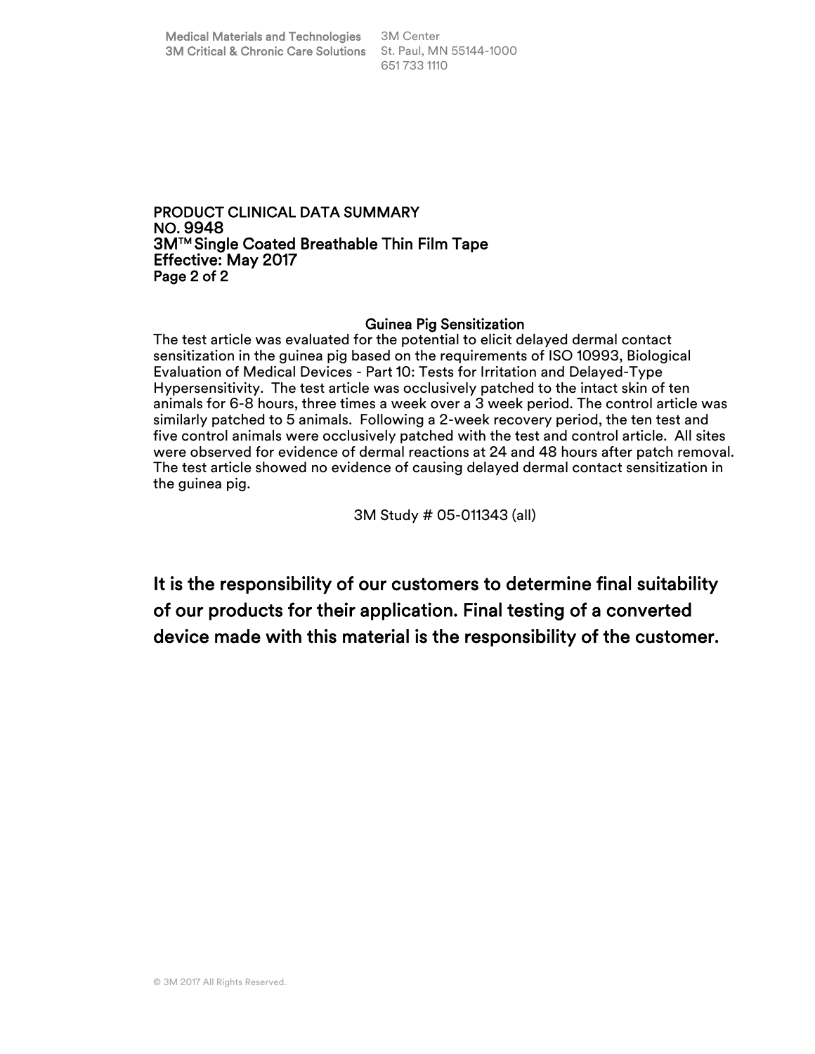## Guinea Pig Sensitization

The test article was evaluated for the potential to elicit delayed dermal contact sensitization in the guinea pig based on the requirements of ISO 10993, Biological Evaluation of Medical Devices - Part 10: Tests for Irritation and Delayed-Type Hypersensitivity. The test article was occlusively patched to the intact skin of ten animals for 6-8 hours, three times a week over a 3 week period. The control article was similarly patched to 5 animals. Following a 2-week recovery period, the ten test and five control animals were occlusively patched with the test and control article. All sites were observed for evidence of dermal reactions at 24 and 48 hours after patch removal. The test article showed no evidence of causing delayed dermal contact sensitization in the guinea pig.

3M Study # 05-011343 (all)

**It is the responsibility of our customers to determine final suitability of our products for their application. Final testing of a converted device made with this material is the responsibility of the customer.**